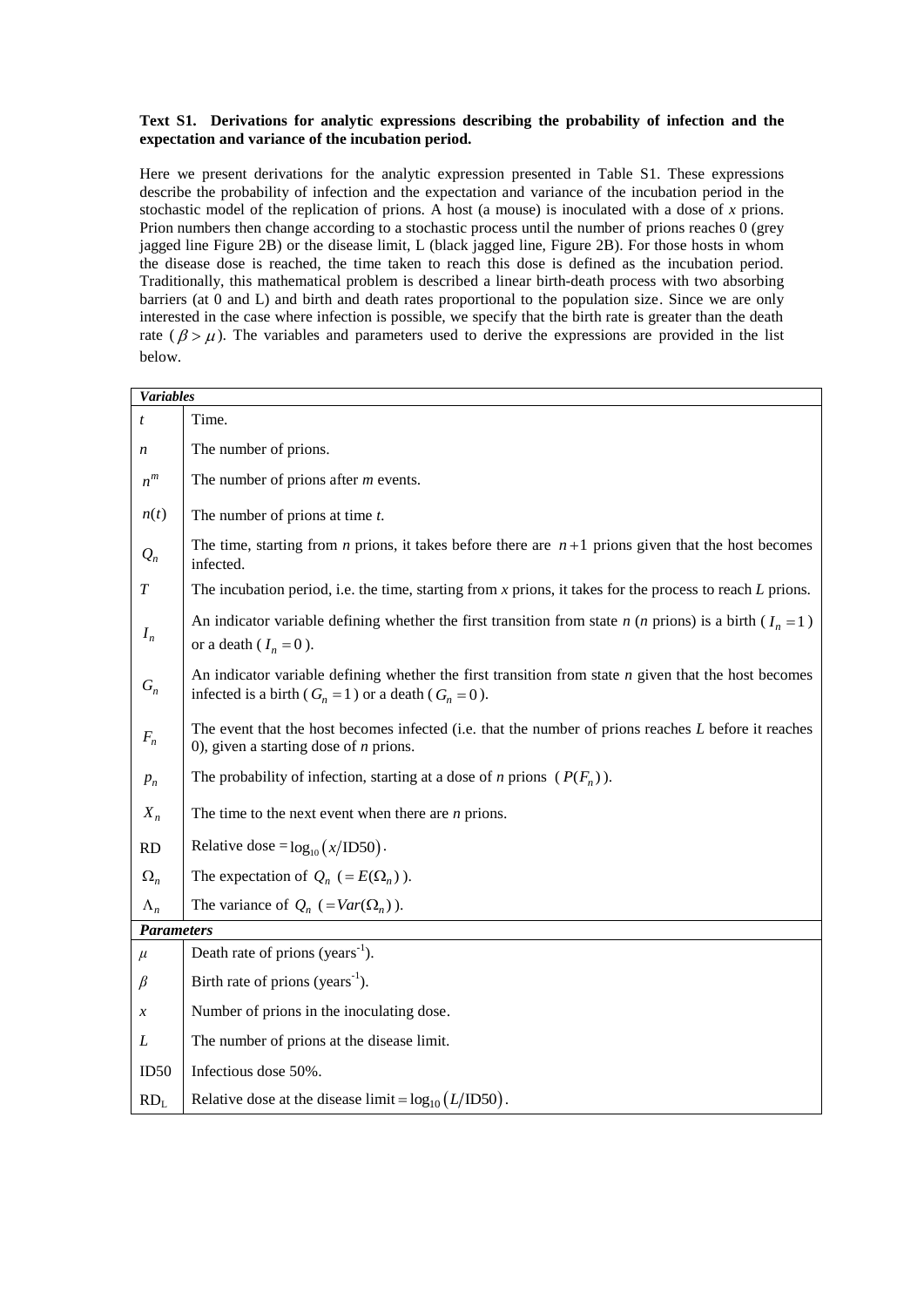**Text S1. Derivations for analytic expressions describing the probability of infection and the expectation and variance of the incubation period.**

Here we present derivations for the analytic expression presented in Table S1. These expressions describe the probability of infection and the expectation and variance of the incubation period in the stochastic model of the replication of prions. A host (a mouse) is inoculated with a dose of $x$ prions. Prion numbers then change according to a stochastic process until the number of prions reaches 0 (grey jagged line Figure 2B) or the disease limit, L (black jagged line, Figure 2B). For those hosts in whom the disease dose is reached, the time taken to reach this dose is defined as the incubation period. Traditionally, this mathematical problem is described a linear birth-death process with two absorbing barriers (at 0 and L) and birth and death rates proportional to the population size. Since we are only interested in the case where infection is possible, we specify that the birth rate is greater than the death rate ($\beta > \mu$). The variables and parameters used to derive the expressions are provided in the list below.

| ***Variables*** | |
|---|---|
| $t$ | Time. |
| $n$ | The number of prions. |
| $n^m$ | The number of prions after $m$ events. |
| $n(t)$ | The number of prions at time $t$. |
| $Q_n$ | The time, starting from $n$ prions, it takes before there are $n+1$ prions given that the host becomes infected. |
| $T$ | The incubation period, i.e. the time, starting from $x$ prions, it takes for the process to reach $L$ prions. |
| $I_n$ | An indicator variable defining whether the first transition from state $n$ ($n$ prions) is a birth ($I_n = 1$) or a death ($I_n = 0$). |
| $G_n$ | An indicator variable defining whether the first transition from state $n$ given that the host becomes infected is a birth ($G_n = 1$) or a death ($G_n = 0$). |
| $F_n$ | The event that the host becomes infected (i.e. that the number of prions reaches $L$ before it reaches 0), given a starting dose of $n$ prions. |
| $p_n$ | The probability of infection, starting at a dose of $n$ prions ($P(F_n)$). |
| $X_n$ | The time to the next event when there are $n$ prions. |
| RD | Relative dose $= \log_{10}(x/\text{ID50})$. |
| $\Omega_n$ | The expectation of $Q_n$ ($= E(\Omega_n)$). |
| $\Lambda_n$ | The variance of $Q_n$ ($= Var(\Omega_n)$). |
| ***Parameters*** | |
| $\mu$ | Death rate of prions (years$^{-1}$). |
| $\beta$ | Birth rate of prions (years$^{-1}$). |
| $x$ | Number of prions in the inoculating dose. |
| $L$ | The number of prions at the disease limit. |
| ID50 | Infectious dose 50%. |
| $\text{RD}_\text{L}$ | Relative dose at the disease limit $= \log_{10}(L/\text{ID50})$. |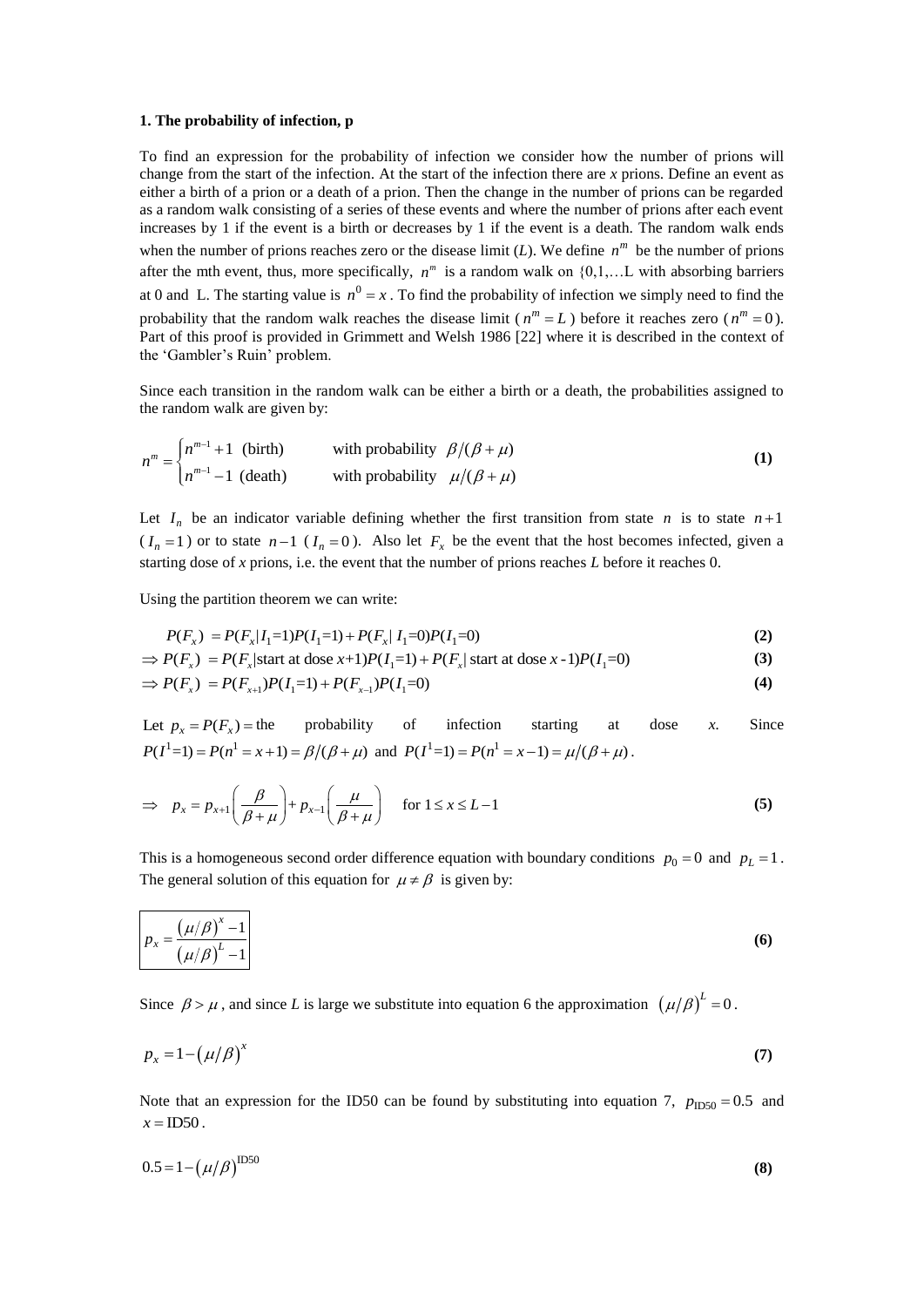**1. The probability of infection, p**

To find an expression for the probability of infection we consider how the number of prions will change from the start of the infection. At the start of the infection there are *x* prions. Define an event as either a birth of a prion or a death of a prion. Then the change in the number of prions can be regarded as a random walk consisting of a series of these events and where the number of prions after each event increases by 1 if the event is a birth or decreases by 1 if the event is a death. The random walk ends when the number of prions reaches zero or the disease limit (*L*). We define $n^m$ be the number of prions after the mth event, thus, more specifically, $n^m$ is a random walk on {0,1,…L with absorbing barriers at 0 and L. The starting value is $n^0 = x$. To find the probability of infection we simply need to find the probability that the random walk reaches the disease limit ($n^m = L$) before it reaches zero ($n^m = 0$). Part of this proof is provided in Grimmett and Welsh 1986 [22] where it is described in the context of the 'Gambler's Ruin' problem.

Since each transition in the random walk can be either a birth or a death, the probabilities assigned to the random walk are given by:

$$n^m = \begin{cases} n^{m-1}+1 \text{ (birth)} & \text{with probability } \beta/(\beta+\mu) \\ n^{m-1}-1 \text{ (death)} & \text{with probability } \mu/(\beta+\mu) \end{cases} \tag{1}$$

Let $I_n$ be an indicator variable defining whether the first transition from state $n$ is to state $n+1$ ($I_n = 1$) or to state $n-1$ ($I_n = 0$). Also let $F_x$ be the event that the host becomes infected, given a starting dose of *x* prions, i.e. the event that the number of prions reaches *L* before it reaches 0.

Using the partition theorem we can write:

$$P(F_x) = P(F_x|I_1{=}1)P(I_1{=}1) + P(F_x|\, I_1{=}0)P(I_1{=}0) \tag{2}$$

$$\Rightarrow P(F_x) = P(F_x|\text{start at dose } x{+}1)P(I_1{=}1) + P(F_x|\text{ start at dose } x\text{ -}1)P(I_1{=}0) \tag{3}$$

$$\Rightarrow P(F_x) = P(F_{x+1})P(I_1{=}1) + P(F_{x-1})P(I_1{=}0) \tag{4}$$

Let $p_x = P(F_x) =$ the probability of infection starting at dose *x*. Since $P(I^1{=}1) = P(n^1 = x+1) = \beta/(\beta+\mu)$ and $P(I^1{=}1) = P(n^1 = x-1) = \mu/(\beta+\mu)$.

$$\Rightarrow \quad p_x = p_{x+1}\left(\frac{\beta}{\beta+\mu}\right) + p_{x-1}\left(\frac{\mu}{\beta+\mu}\right) \quad \text{for } 1 \le x \le L-1 \tag{5}$$

This is a homogeneous second order difference equation with boundary conditions $p_0 = 0$ and $p_L = 1$. The general solution of this equation for $\mu \ne \beta$ is given by:

$$\boxed{p_x = \frac{(\mu/\beta)^x - 1}{(\mu/\beta)^L - 1}} \tag{6}$$

Since $\beta > \mu$, and since *L* is large we substitute into equation 6 the approximation $(\mu/\beta)^L = 0$.

$$p_x = 1 - (\mu/\beta)^x \tag{7}$$

Note that an expression for the ID50 can be found by substituting into equation 7, $p_{\text{ID50}} = 0.5$ and $x = \text{ID50}$.

$$0.5 = 1 - (\mu/\beta)^{\text{ID50}} \tag{8}$$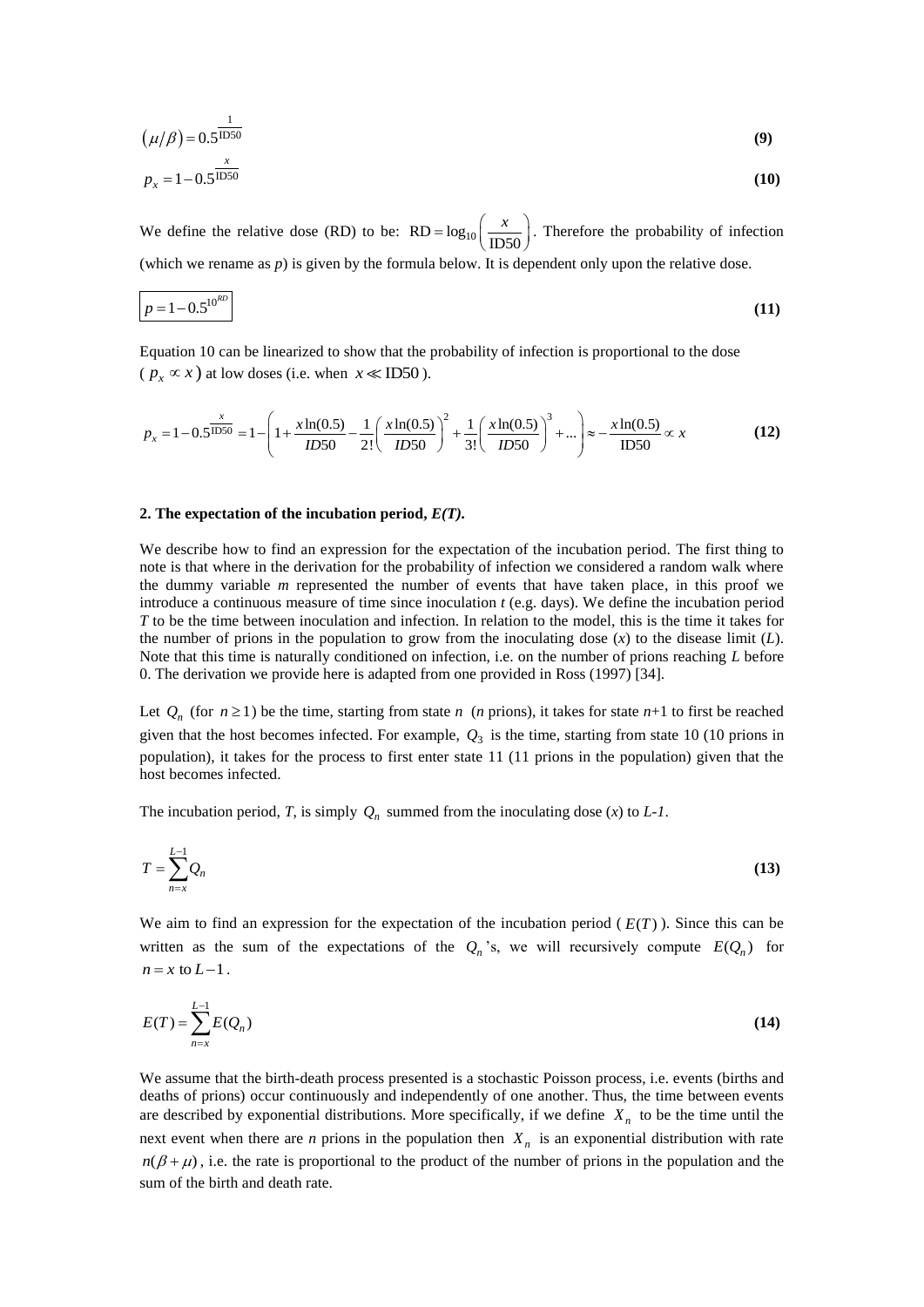$$\left(\mu/\beta\right)=0.5^{\frac{1}{\text{ID50}}} \tag{9}$$

$$p_x=1-0.5^{\frac{x}{\text{ID50}}} \tag{10}$$

We define the relative dose (RD) to be: $\text{RD}=\log_{10}\left(\frac{x}{\text{ID50}}\right)$. Therefore the probability of infection (which we rename as $p$) is given by the formula below. It is dependent only upon the relative dose.

$$\boxed{p=1-0.5^{10^{RD}}} \tag{11}$$

Equation 10 can be linearized to show that the probability of infection is proportional to the dose ($p_x \propto x$) at low doses (i.e. when $x \ll \text{ID50}$).

$$p_x=1-0.5^{\frac{x}{\text{ID50}}}=1-\left(1+\frac{x\ln(0.5)}{ID50}-\frac{1}{2!}\left(\frac{x\ln(0.5)}{ID50}\right)^2+\frac{1}{3!}\left(\frac{x\ln(0.5)}{ID50}\right)^3+...\right)\approx-\frac{x\ln(0.5)}{\text{ID50}}\propto x \tag{12}$$

**2. The expectation of the incubation period, *E(T)*.**

We describe how to find an expression for the expectation of the incubation period. The first thing to note is that where in the derivation for the probability of infection we considered a random walk where the dummy variable *m* represented the number of events that have taken place, in this proof we introduce a continuous measure of time since inoculation *t* (e.g. days). We define the incubation period *T* to be the time between inoculation and infection. In relation to the model, this is the time it takes for the number of prions in the population to grow from the inoculating dose ($x$) to the disease limit ($L$). Note that this time is naturally conditioned on infection, i.e. on the number of prions reaching *L* before 0. The derivation we provide here is adapted from one provided in Ross (1997) [34].

Let $Q_n$ (for $n \geq 1$) be the time, starting from state $n$ ($n$ prions), it takes for state $n$+1 to first be reached given that the host becomes infected. For example, $Q_3$ is the time, starting from state 10 (10 prions in population), it takes for the process to first enter state 11 (11 prions in the population) given that the host becomes infected.

The incubation period, *T*, is simply $Q_n$ summed from the inoculating dose ($x$) to *L-1*.

$$T=\sum_{n=x}^{L-1}Q_n \tag{13}$$

We aim to find an expression for the expectation of the incubation period ($E(T)$). Since this can be written as the sum of the expectations of the $Q_n$'s, we will recursively compute $E(Q_n)$ for $n = x$ to $L-1$.

$$E(T)=\sum_{n=x}^{L-1}E(Q_n) \tag{14}$$

We assume that the birth-death process presented is a stochastic Poisson process, i.e. events (births and deaths of prions) occur continuously and independently of one another. Thus, the time between events are described by exponential distributions. More specifically, if we define $X_n$ to be the time until the next event when there are *n* prions in the population then $X_n$ is an exponential distribution with rate $n(\beta+\mu)$, i.e. the rate is proportional to the product of the number of prions in the population and the sum of the birth and death rate.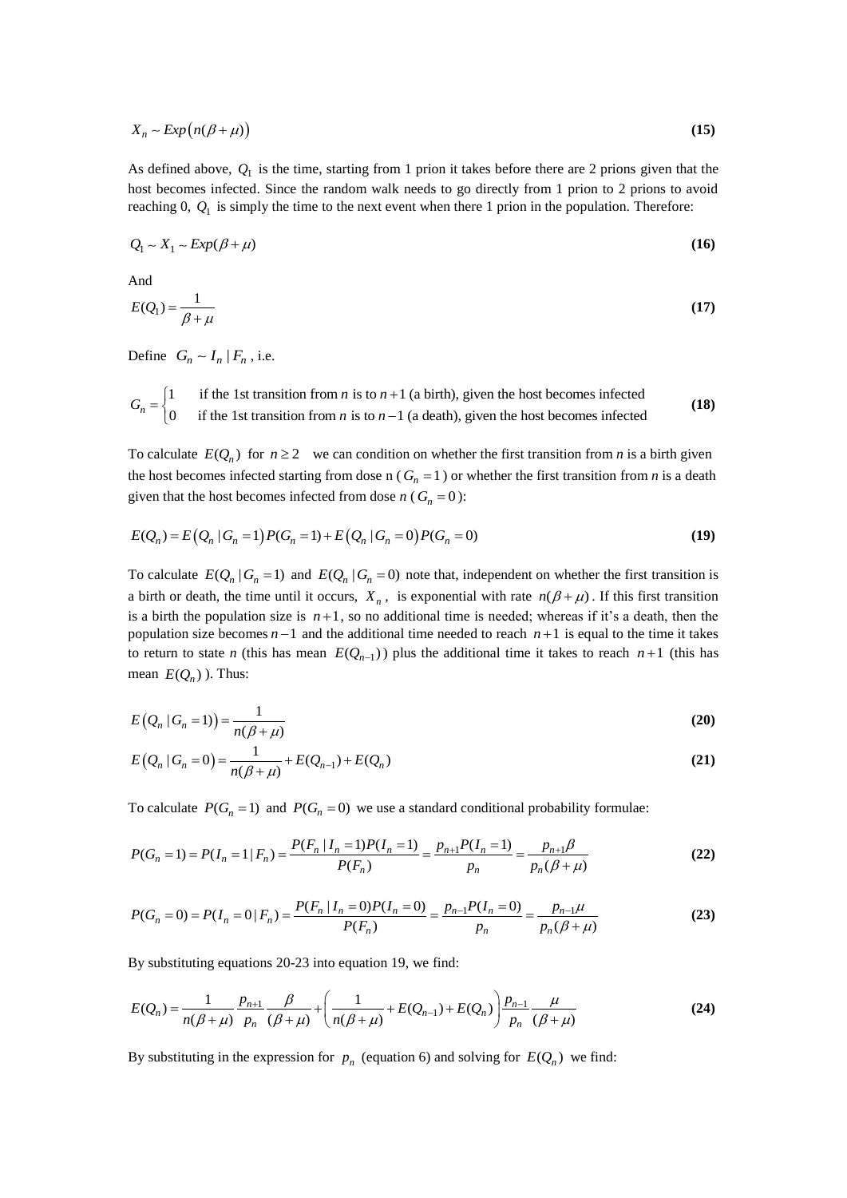$$X_n \sim Exp\left(n(\beta+\mu)\right) \tag{15}$$

As defined above, $Q_1$ is the time, starting from 1 prion it takes before there are 2 prions given that the host becomes infected. Since the random walk needs to go directly from 1 prion to 2 prions to avoid reaching 0, $Q_1$ is simply the time to the next event when there 1 prion in the population. Therefore:

$$Q_1 \sim X_1 \sim Exp(\beta+\mu) \tag{16}$$

And

$$E(Q_1) = \frac{1}{\beta+\mu} \tag{17}$$

Define $G_n \sim I_n \mid F_n$ , i.e.

$$G_n = \begin{cases} 1 & \text{if the 1st transition from } n \text{ is to } n+1 \text{ (a birth), given the host becomes infected} \\ 0 & \text{if the 1st transition from } n \text{ is to } n-1 \text{ (a death), given the host becomes infected} \end{cases} \tag{18}$$

To calculate $E(Q_n)$ for $n \geq 2$ we can condition on whether the first transition from *n* is a birth given the host becomes infected starting from dose n ( $G_n = 1$ ) or whether the first transition from *n* is a death given that the host becomes infected from dose *n* ( $G_n = 0$ ):

$$E(Q_n) = E\left(Q_n \mid G_n = 1\right)P(G_n = 1) + E\left(Q_n \mid G_n = 0\right)P(G_n = 0) \tag{19}$$

To calculate $E(Q_n \mid G_n = 1)$ and $E(Q_n \mid G_n = 0)$ note that, independent on whether the first transition is a birth or death, the time until it occurs, $X_n$, is exponential with rate $n(\beta+\mu)$. If this first transition is a birth the population size is $n+1$, so no additional time is needed; whereas if it's a death, then the population size becomes $n-1$ and the additional time needed to reach $n+1$ is equal to the time it takes to return to state *n* (this has mean $E(Q_{n-1})$) plus the additional time it takes to reach $n+1$ (this has mean $E(Q_n)$ ). Thus:

$$E\left(Q_n \mid G_n = 1\right) = \frac{1}{n(\beta+\mu)} \tag{20}$$

$$E\left(Q_n \mid G_n = 0\right) = \frac{1}{n(\beta+\mu)} + E(Q_{n-1}) + E(Q_n) \tag{21}$$

To calculate $P(G_n = 1)$ and $P(G_n = 0)$ we use a standard conditional probability formulae:

$$P(G_n = 1) = P(I_n = 1 \mid F_n) = \frac{P(F_n \mid I_n = 1)P(I_n = 1)}{P(F_n)} = \frac{p_{n+1}P(I_n = 1)}{p_n} = \frac{p_{n+1}\beta}{p_n(\beta+\mu)} \tag{22}$$

$$P(G_n = 0) = P(I_n = 0 \mid F_n) = \frac{P(F_n \mid I_n = 0)P(I_n = 0)}{P(F_n)} = \frac{p_{n-1}P(I_n = 0)}{p_n} = \frac{p_{n-1}\mu}{p_n(\beta+\mu)} \tag{23}$$

By substituting equations 20-23 into equation 19, we find:

$$E(Q_n) = \frac{1}{n(\beta+\mu)}\frac{p_{n+1}}{p_n}\frac{\beta}{(\beta+\mu)} + \left(\frac{1}{n(\beta+\mu)} + E(Q_{n-1}) + E(Q_n)\right)\frac{p_{n-1}}{p_n}\frac{\mu}{(\beta+\mu)} \tag{24}$$

By substituting in the expression for $p_n$ (equation 6) and solving for $E(Q_n)$ we find: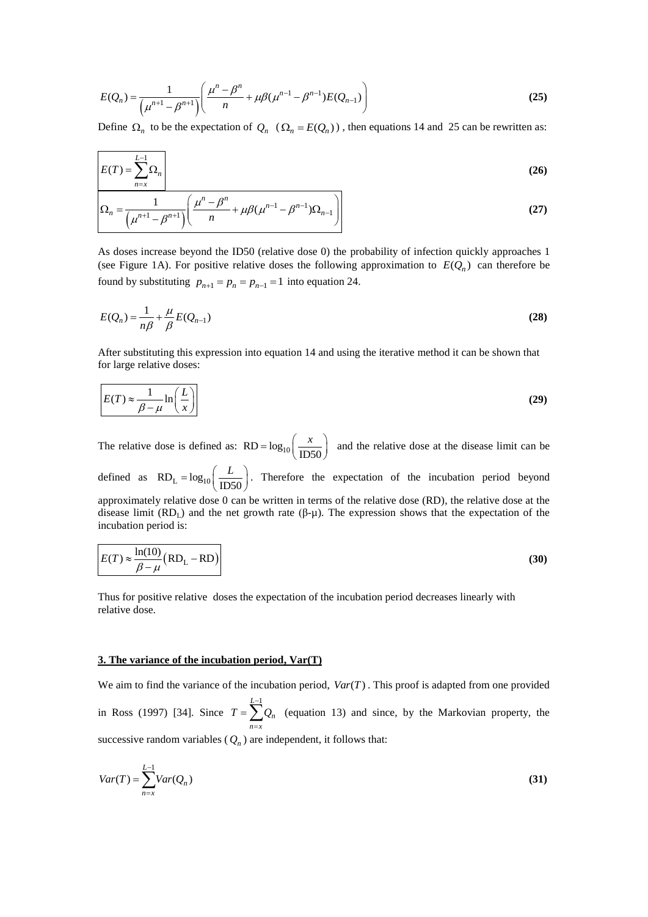$$E(Q_n) = \frac{1}{\left(\mu^{n+1} - \beta^{n+1}\right)}\left(\frac{\mu^n - \beta^n}{n} + \mu\beta(\mu^{n-1} - \beta^{n-1})E(Q_{n-1})\right) \tag{25}$$

Define $\Omega_n$ to be the expectation of $Q_n$ ($\Omega_n = E(Q_n)$), then equations 14 and 25 can be rewritten as:

$$\boxed{E(T) = \sum_{n=x}^{L-1} \Omega_n} \tag{26}$$

$$\boxed{\Omega_n = \frac{1}{\left(\mu^{n+1} - \beta^{n+1}\right)}\left(\frac{\mu^n - \beta^n}{n} + \mu\beta(\mu^{n-1} - \beta^{n-1})\Omega_{n-1}\right)} \tag{27}$$

As doses increase beyond the ID50 (relative dose 0) the probability of infection quickly approaches 1 (see Figure 1A). For positive relative doses the following approximation to $E(Q_n)$ can therefore be found by substituting $p_{n+1} = p_n = p_{n-1} = 1$ into equation 24.

$$E(Q_n) = \frac{1}{n\beta} + \frac{\mu}{\beta}E(Q_{n-1}) \tag{28}$$

After substituting this expression into equation 14 and using the iterative method it can be shown that for large relative doses:

$$\boxed{E(T) \approx \frac{1}{\beta - \mu}\ln\left(\frac{L}{x}\right)} \tag{29}$$

The relative dose is defined as: $\mathrm{RD} = \log_{10}\left(\frac{x}{\mathrm{ID50}}\right)$ and the relative dose at the disease limit can be defined as $\mathrm{RD_L} = \log_{10}\left(\frac{L}{\mathrm{ID50}}\right)$. Therefore the expectation of the incubation period beyond approximately relative dose 0 can be written in terms of the relative dose (RD), the relative dose at the disease limit ($\mathrm{RD_L}$) and the net growth rate ($\beta$-$\mu$). The expression shows that the expectation of the incubation period is:

$$\boxed{E(T) \approx \frac{\ln(10)}{\beta - \mu}\left(\mathrm{RD_L} - \mathrm{RD}\right)} \tag{30}$$

Thus for positive relative doses the expectation of the incubation period decreases linearly with relative dose.

## 3. The variance of the incubation period, Var(T)

We aim to find the variance of the incubation period, $Var(T)$. This proof is adapted from one provided in Ross (1997) [34]. Since $T = \sum_{n=x}^{L-1} Q_n$ (equation 13) and since, by the Markovian property, the successive random variables ($Q_n$) are independent, it follows that:

$$Var(T) = \sum_{n=x}^{L-1} Var(Q_n) \tag{31}$$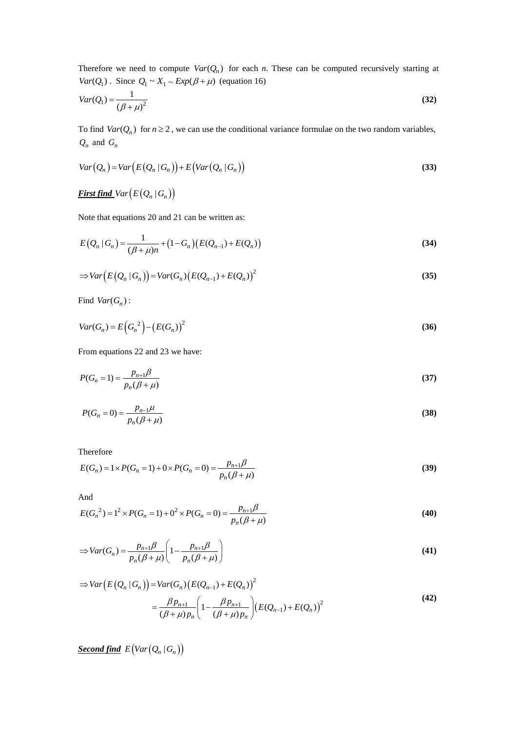Therefore we need to compute $Var(Q_n)$ for each *n*. These can be computed recursively starting at $Var(Q_1)$. Since $Q_1 \sim X_1 \sim Exp(\beta+\mu)$ (equation 16)

$$Var(Q_1) = \frac{1}{(\beta+\mu)^2} \tag{32}$$

To find $Var(Q_n)$ for $n \geq 2$, we can use the conditional variance formulae on the two random variables, $Q_n$ and $G_n$

$$Var(Q_n) = Var\left(E\left(Q_n \mid G_n\right)\right) + E\left(Var\left(Q_n \mid G_n\right)\right) \tag{33}$$

***First find*** $Var\left(E\left(Q_n \mid G_n\right)\right)$

Note that equations 20 and 21 can be written as:

$$E\left(Q_n \mid G_n\right) = \frac{1}{(\beta+\mu)n} + \left(1-G_n\right)\left(E(Q_{n-1}) + E(Q_n)\right) \tag{34}$$

$$\Rightarrow Var\left(E\left(Q_n \mid G_n\right)\right) = Var(G_n)\left(E(Q_{n-1}) + E(Q_n)\right)^2 \tag{35}$$

Find $Var(G_n)$:

$$Var(G_n) = E\left({G_n}^2\right) - \left(E(G_n)\right)^2 \tag{36}$$

From equations 22 and 23 we have:

$$P(G_n = 1) = \frac{p_{n+1}\beta}{p_n(\beta+\mu)} \tag{37}$$

$$P(G_n = 0) = \frac{p_{n-1}\mu}{p_n(\beta+\mu)} \tag{38}$$

Therefore

$$E(G_n) = 1 \times P(G_n = 1) + 0 \times P(G_n = 0) = \frac{p_{n+1}\beta}{p_n(\beta+\mu)} \tag{39}$$

And

$$E({G_n}^2) = 1^2 \times P(G_n = 1) + 0^2 \times P(G_n = 0) = \frac{p_{n+1}\beta}{p_n(\beta+\mu)} \tag{40}$$

$$\Rightarrow Var(G_n) = \frac{p_{n+1}\beta}{p_n(\beta+\mu)}\left(1 - \frac{p_{n+1}\beta}{p_n(\beta+\mu)}\right) \tag{41}$$

$$\begin{aligned} \Rightarrow Var\left(E\left(Q_n \mid G_n\right)\right) &= Var(G_n)\left(E(Q_{n-1}) + E(Q_n)\right)^2 \\ &= \frac{\beta p_{n+1}}{(\beta+\mu)p_n}\left(1 - \frac{\beta p_{n+1}}{(\beta+\mu)p_n}\right)\left(E(Q_{n-1}) + E(Q_n)\right)^2 \end{aligned} \tag{42}$$

***Second find*** $E\left(Var\left(Q_n \mid G_n\right)\right)$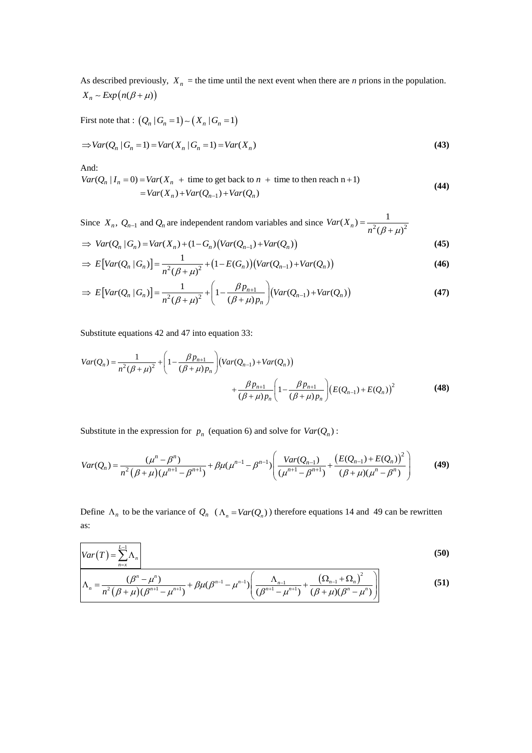As described previously, $X_n$ = the time until the next event when there are *n* prions in the population. $X_n \sim Exp\left(n(\beta+\mu)\right)$

First note that : $\left(Q_n \mid G_n = 1\right) \sim \left(X_n \mid G_n = 1\right)$

$$\Rightarrow Var(Q_n \mid G_n = 1) = Var(X_n \mid G_n = 1) = Var(X_n) \tag{43}$$

And:

$$\begin{aligned} Var(Q_n \mid I_n = 0) &= Var(X_n \text{ + time to get back to } n \text{ + time to then reach } n+1) \\ &= Var(X_n) + Var(Q_{n-1}) + Var(Q_n) \end{aligned} \tag{44}$$

Since $X_n$, $Q_{n-1}$ and $Q_n$ are independent random variables and since $Var(X_n) = \dfrac{1}{n^2(\beta+\mu)^2}$

$$\Rightarrow \; Var(Q_n \mid G_n) = Var(X_n) + (1-G_n)\left(Var(Q_{n-1}) + Var(Q_n)\right) \tag{45}$$

$$\Rightarrow \; E\left[Var(Q_n \mid G_n)\right] = \frac{1}{n^2(\beta+\mu)^2} + \left(1 - E(G_n)\right)\left(Var(Q_{n-1}) + Var(Q_n)\right) \tag{46}$$

$$\Rightarrow \; E\left[Var(Q_n \mid G_n)\right] = \frac{1}{n^2(\beta+\mu)^2} + \left(1 - \frac{\beta p_{n+1}}{(\beta+\mu)p_n}\right)\left(Var(Q_{n-1}) + Var(Q_n)\right) \tag{47}$$

Substitute equations 42 and 47 into equation 33:

$$\begin{aligned} Var(Q_n) = \frac{1}{n^2(\beta+\mu)^2} &+ \left(1 - \frac{\beta p_{n+1}}{(\beta+\mu)p_n}\right)\left(Var(Q_{n-1}) + Var(Q_n)\right) \\ &+ \frac{\beta p_{n+1}}{(\beta+\mu)p_n}\left(1 - \frac{\beta p_{n+1}}{(\beta+\mu)p_n}\right)\left(E(Q_{n-1}) + E(Q_n)\right)^2 \end{aligned} \tag{48}$$

Substitute in the expression for $p_n$ (equation 6) and solve for $Var(Q_n)$ :

$$Var(Q_n) = \frac{(\mu^n - \beta^n)}{n^2\left(\beta+\mu\right)(\mu^{n+1} - \beta^{n+1})} + \beta\mu(\mu^{n-1} - \beta^{n-1})\left(\frac{Var(Q_{n-1})}{(\mu^{n+1} - \beta^{n+1})} + \frac{\left(E(Q_{n-1}) + E(Q_n)\right)^2}{(\beta+\mu)(\mu^n - \beta^n)}\right) \tag{49}$$

Define $\Lambda_n$ to be the variance of $Q_n$ ($\Lambda_n = Var(Q_n)$) therefore equations 14 and 49 can be rewritten as:

$$Var\left(T\right) = \sum_{n=x}^{L-1} \Lambda_n \tag{50}$$

$$\Lambda_n = \frac{(\beta^n - \mu^n)}{n^2\left(\beta+\mu\right)(\beta^{n+1} - \mu^{n+1})} + \beta\mu(\beta^{n-1} - \mu^{n-1})\left(\frac{\Lambda_{n-1}}{(\beta^{n+1} - \mu^{n+1})} + \frac{\left(\Omega_{n-1} + \Omega_n\right)^2}{(\beta+\mu)(\beta^n - \mu^n)}\right) \tag{51}$$